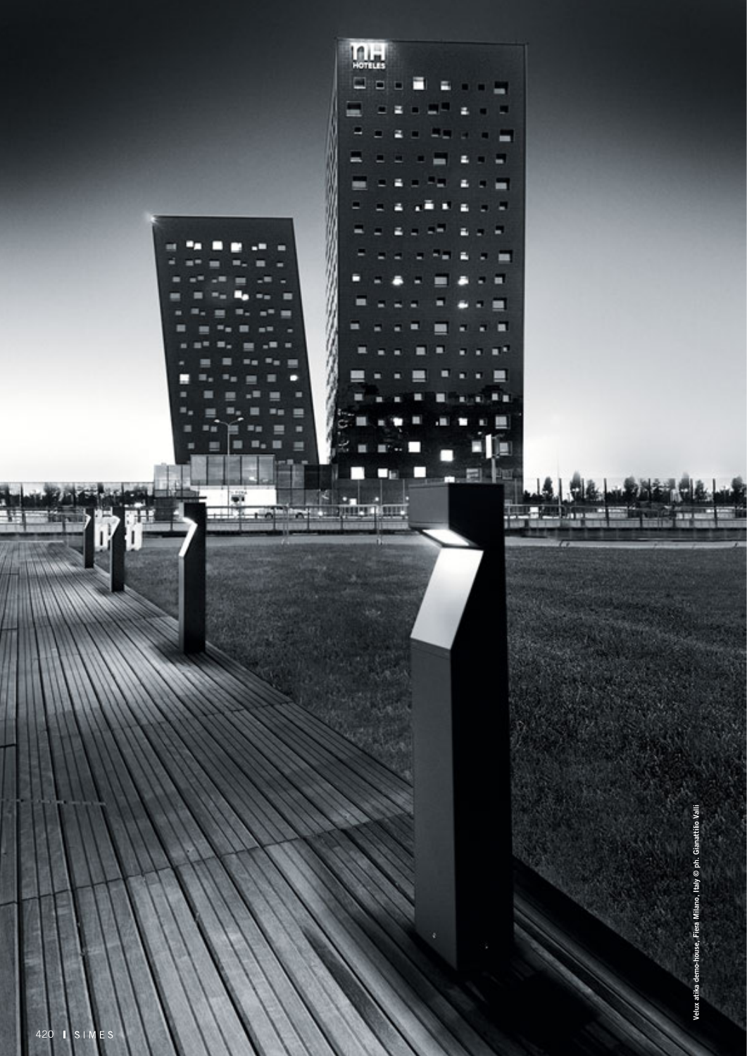Velux atika demo-house, Fiera Milano, Italy © ph. Gianattilio Valli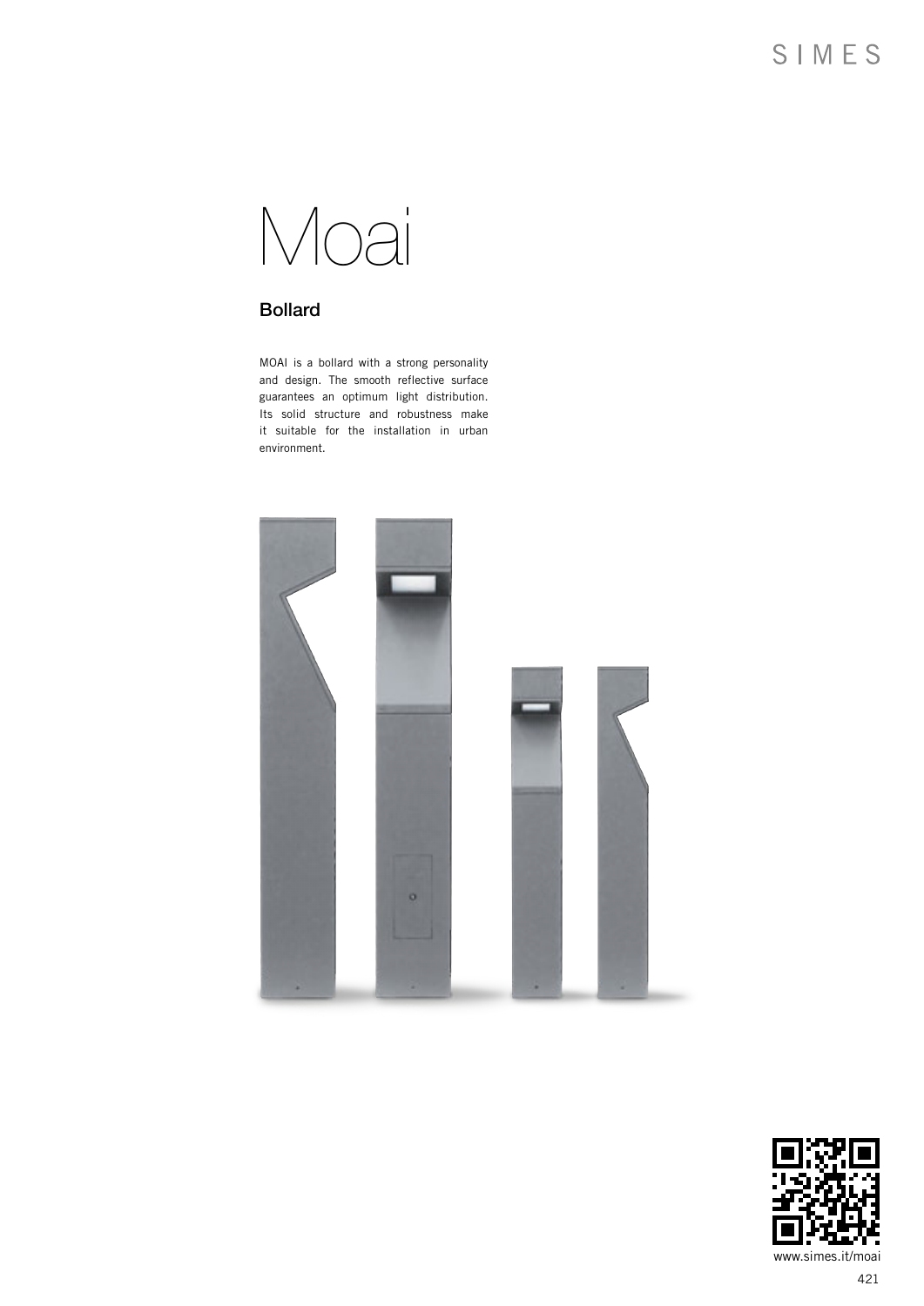# Moai

## Bollard

MOAI is a bollard with a strong personality and design. The smooth reflective surface guarantees an optimum light distribution. Its solid structure and robustness make it suitable for the installation in urban environment.

www.simes.it/moai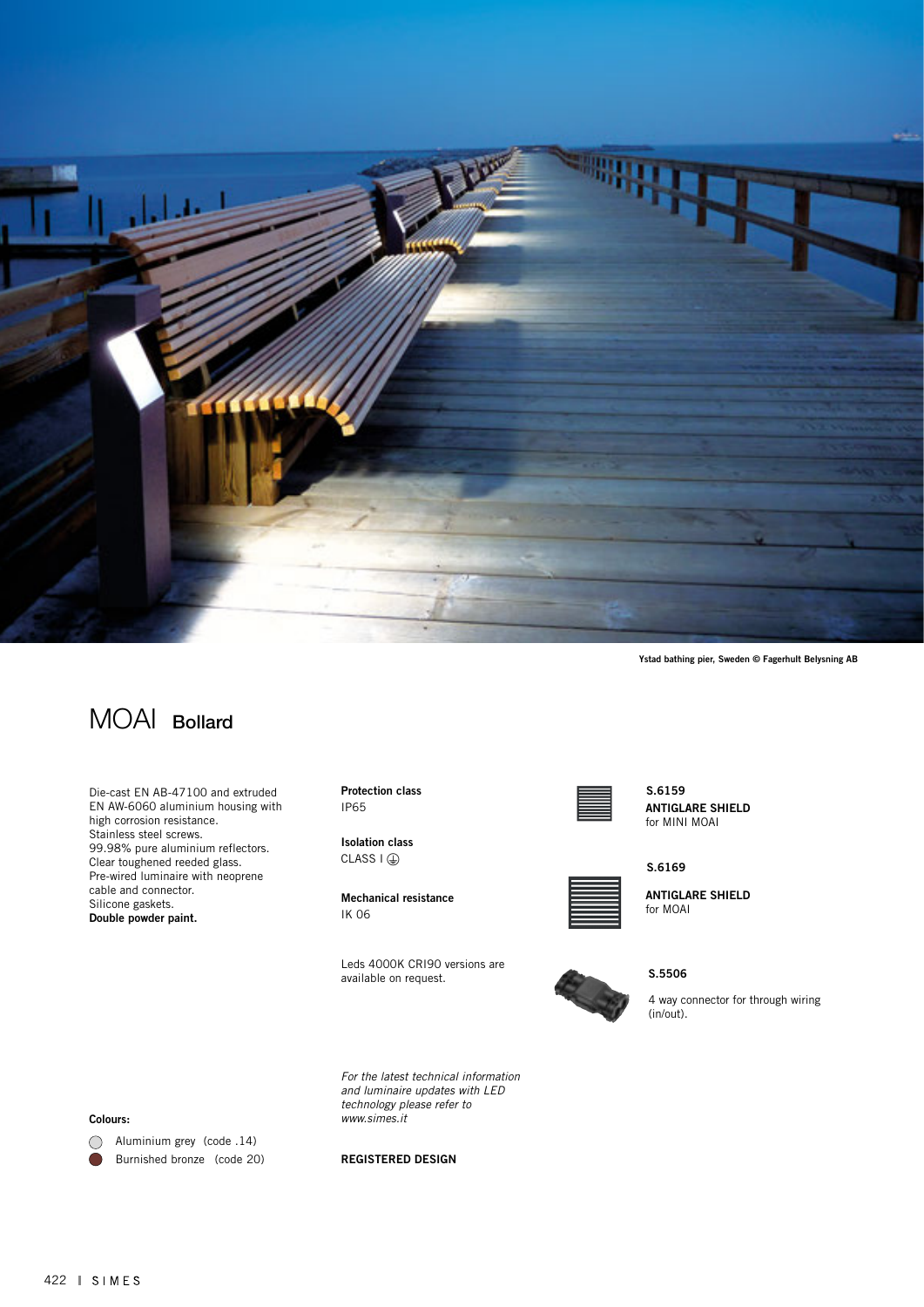Ystad bathing pier, Sweden © Fagerhult Belysning AB

# MOAI Bollard

Die-cast EN AB-47100 and extruded EN AW-6060 aluminium housing with high corrosion resistance.
Stainless steel screws.
99.98% pure aluminium reflectors.
Clear toughened reeded glass.
Pre-wired luminaire with neoprene cable and connector.
Silicone gaskets.
**Double powder paint.**

**Protection class**
IP65

**Isolation class**
CLASS I ⏚

**Mechanical resistance**
IK 06

Leds 4000K CRI90 versions are available on request.

**S.6159**
**ANTIGLARE SHIELD**
for MINI MOAI

**S.6169**
**ANTIGLARE SHIELD**
for MOAI

**S.5506**
4 way connector for through wiring (in/out).

*For the latest technical information and luminaire updates with LED technology please refer to www.simes.it*

**REGISTERED DESIGN**

**Colours:**

- Aluminium grey (code .14)
- Burnished bronze (code 20)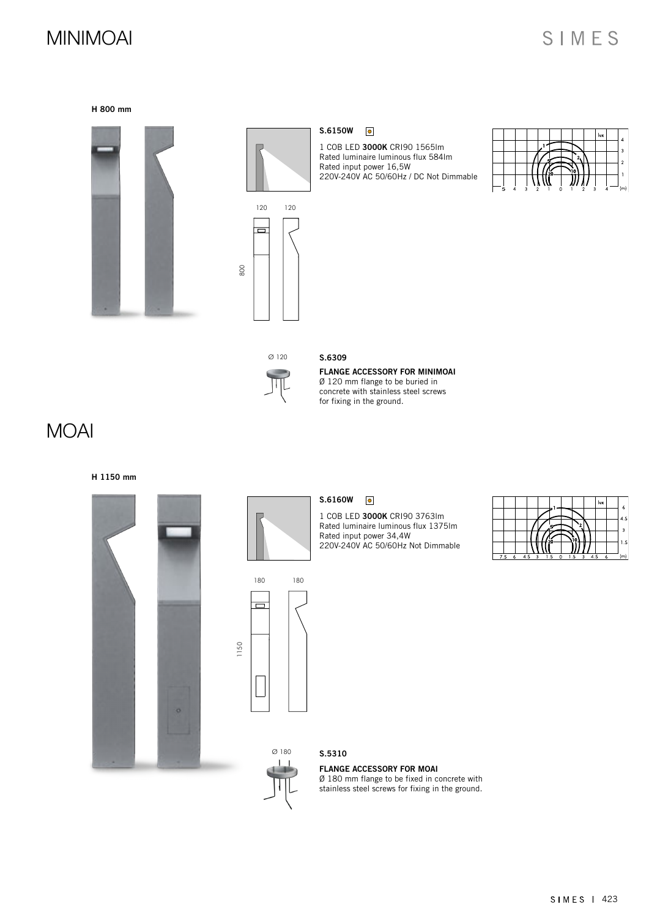# MINIMOAI

**H 800 mm**

**S.6150W**

1 COB LED **3000K** CRI90 1565lm
Rated luminaire luminous flux 584lm
Rated input power 16,5W
220V-240V AC 50/60Hz / DC Not Dimmable

lux
1
2
5
10
20
4
3
2
1
5 4 3 2 1 0 1 2 3 4 (m)

120 120

800

Ø 120

**S.6309**

**FLANGE ACCESSORY FOR MINIMOAI**
Ø 120 mm flange to be buried in concrete with stainless steel screws for fixing in the ground.

# MOAI

**H 1150 mm**

**S.6160W**

1 COB LED **3000K** CRI90 3763lm
Rated luminaire luminous flux 1375lm
Rated input power 34,4W
220V-240V AC 50/60Hz Not Dimmable

lux
1
2
5
10
20
6
4.5
3
1.5
7.5 6 4.5 3 1.5 0 1.5 3 4.5 6 (m)

180 180

1150

Ø 180

**S.5310**

**FLANGE ACCESSORY FOR MOAI**
Ø 180 mm flange to be fixed in concrete with stainless steel screws for fixing in the ground.